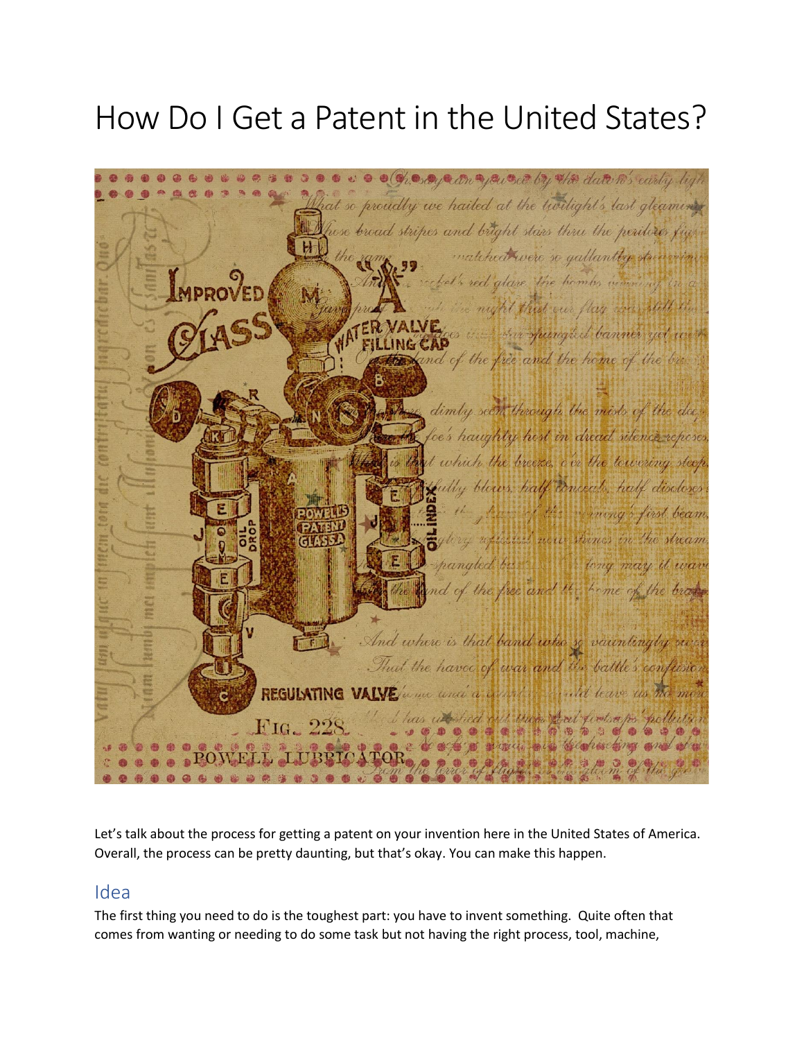# How Do I Get a Patent in the United States?

Let's talk about the process for getting a patent on your invention here in the United States of America. Overall, the process can be pretty daunting, but that's okay. You can make this happen.

## Idea

The first thing you need to do is the toughest part: you have to invent something. Quite often that comes from wanting or needing to do some task but not having the right process, tool, machine,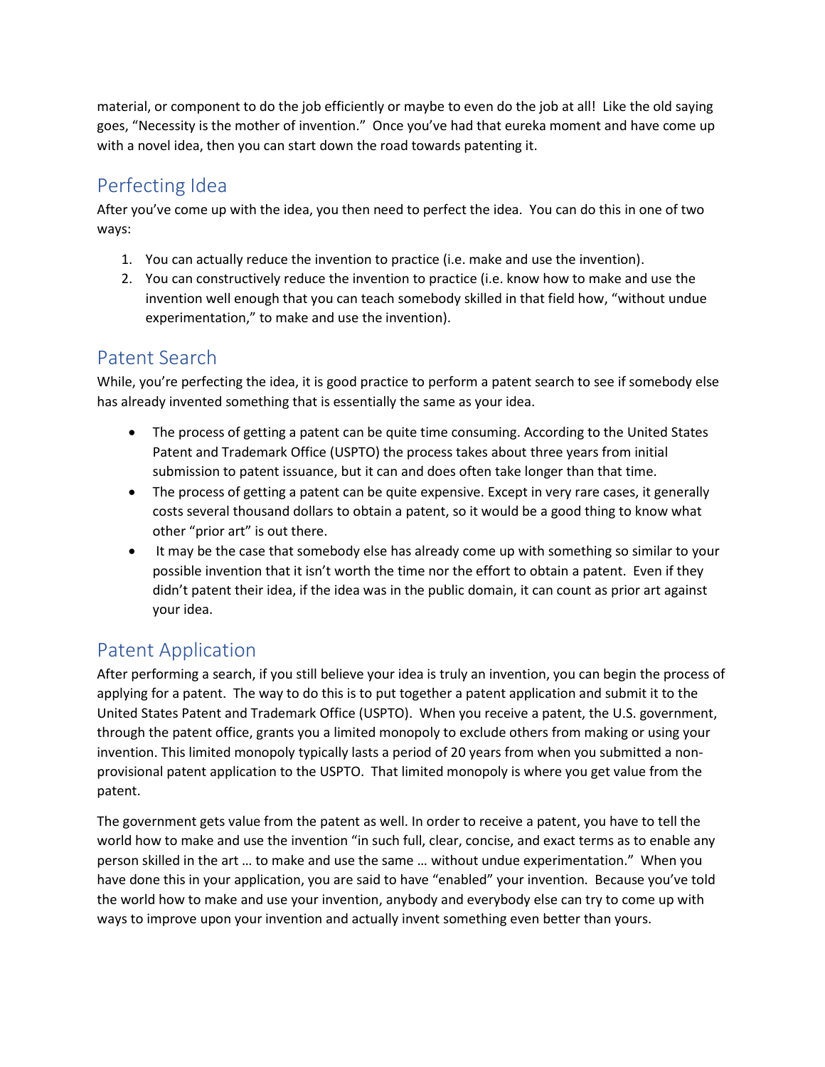material, or component to do the job efficiently or maybe to even do the job at all! Like the old saying goes, "Necessity is the mother of invention." Once you've had that eureka moment and have come up with a novel idea, then you can start down the road towards patenting it.

## Perfecting Idea

After you've come up with the idea, you then need to perfect the idea. You can do this in one of two ways:

1. You can actually reduce the invention to practice (i.e. make and use the invention).
2. You can constructively reduce the invention to practice (i.e. know how to make and use the invention well enough that you can teach somebody skilled in that field how, "without undue experimentation," to make and use the invention).

## Patent Search

While, you're perfecting the idea, it is good practice to perform a patent search to see if somebody else has already invented something that is essentially the same as your idea.

- The process of getting a patent can be quite time consuming. According to the United States Patent and Trademark Office (USPTO) the process takes about three years from initial submission to patent issuance, but it can and does often take longer than that time.
- The process of getting a patent can be quite expensive. Except in very rare cases, it generally costs several thousand dollars to obtain a patent, so it would be a good thing to know what other "prior art" is out there.
- It may be the case that somebody else has already come up with something so similar to your possible invention that it isn't worth the time nor the effort to obtain a patent. Even if they didn't patent their idea, if the idea was in the public domain, it can count as prior art against your idea.

## Patent Application

After performing a search, if you still believe your idea is truly an invention, you can begin the process of applying for a patent. The way to do this is to put together a patent application and submit it to the United States Patent and Trademark Office (USPTO). When you receive a patent, the U.S. government, through the patent office, grants you a limited monopoly to exclude others from making or using your invention. This limited monopoly typically lasts a period of 20 years from when you submitted a non-provisional patent application to the USPTO. That limited monopoly is where you get value from the patent.

The government gets value from the patent as well. In order to receive a patent, you have to tell the world how to make and use the invention "in such full, clear, concise, and exact terms as to enable any person skilled in the art … to make and use the same … without undue experimentation." When you have done this in your application, you are said to have "enabled" your invention. Because you've told the world how to make and use your invention, anybody and everybody else can try to come up with ways to improve upon your invention and actually invent something even better than yours.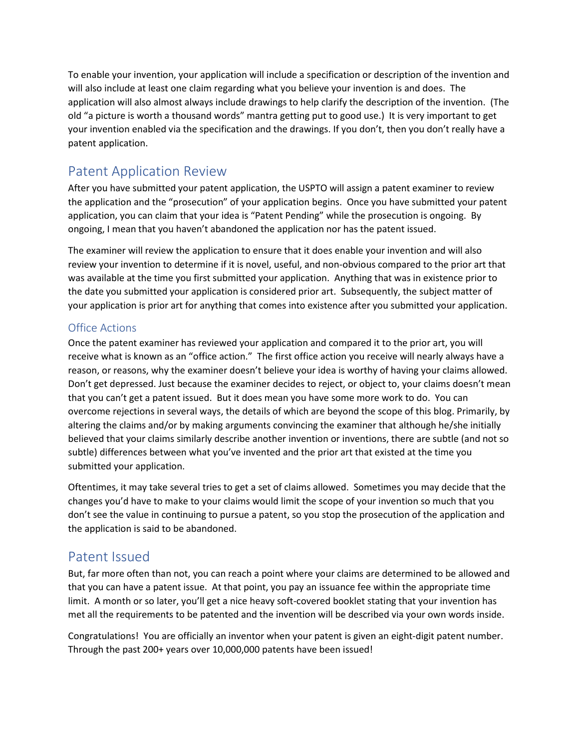To enable your invention, your application will include a specification or description of the invention and will also include at least one claim regarding what you believe your invention is and does. The application will also almost always include drawings to help clarify the description of the invention. (The old "a picture is worth a thousand words" mantra getting put to good use.) It is very important to get your invention enabled via the specification and the drawings. If you don't, then you don't really have a patent application.

## Patent Application Review

After you have submitted your patent application, the USPTO will assign a patent examiner to review the application and the "prosecution" of your application begins. Once you have submitted your patent application, you can claim that your idea is "Patent Pending" while the prosecution is ongoing. By ongoing, I mean that you haven't abandoned the application nor has the patent issued.

The examiner will review the application to ensure that it does enable your invention and will also review your invention to determine if it is novel, useful, and non-obvious compared to the prior art that was available at the time you first submitted your application. Anything that was in existence prior to the date you submitted your application is considered prior art. Subsequently, the subject matter of your application is prior art for anything that comes into existence after you submitted your application.

### Office Actions

Once the patent examiner has reviewed your application and compared it to the prior art, you will receive what is known as an "office action." The first office action you receive will nearly always have a reason, or reasons, why the examiner doesn't believe your idea is worthy of having your claims allowed. Don't get depressed. Just because the examiner decides to reject, or object to, your claims doesn't mean that you can't get a patent issued. But it does mean you have some more work to do. You can overcome rejections in several ways, the details of which are beyond the scope of this blog. Primarily, by altering the claims and/or by making arguments convincing the examiner that although he/she initially believed that your claims similarly describe another invention or inventions, there are subtle (and not so subtle) differences between what you've invented and the prior art that existed at the time you submitted your application.

Oftentimes, it may take several tries to get a set of claims allowed. Sometimes you may decide that the changes you'd have to make to your claims would limit the scope of your invention so much that you don't see the value in continuing to pursue a patent, so you stop the prosecution of the application and the application is said to be abandoned.

## Patent Issued

But, far more often than not, you can reach a point where your claims are determined to be allowed and that you can have a patent issue. At that point, you pay an issuance fee within the appropriate time limit. A month or so later, you'll get a nice heavy soft-covered booklet stating that your invention has met all the requirements to be patented and the invention will be described via your own words inside.

Congratulations! You are officially an inventor when your patent is given an eight-digit patent number. Through the past 200+ years over 10,000,000 patents have been issued!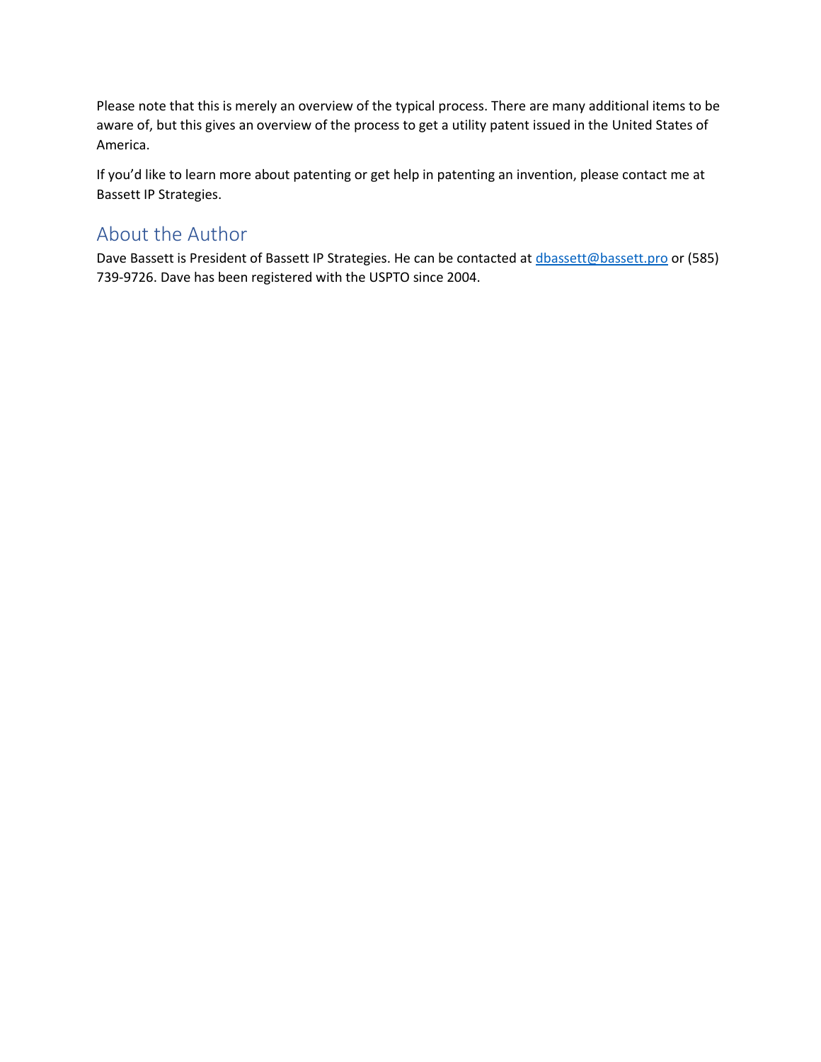Please note that this is merely an overview of the typical process. There are many additional items to be aware of, but this gives an overview of the process to get a utility patent issued in the United States of America.

If you'd like to learn more about patenting or get help in patenting an invention, please contact me at Bassett IP Strategies.

## About the Author

Dave Bassett is President of Bassett IP Strategies. He can be contacted at dbassett@bassett.pro or (585) 739-9726. Dave has been registered with the USPTO since 2004.